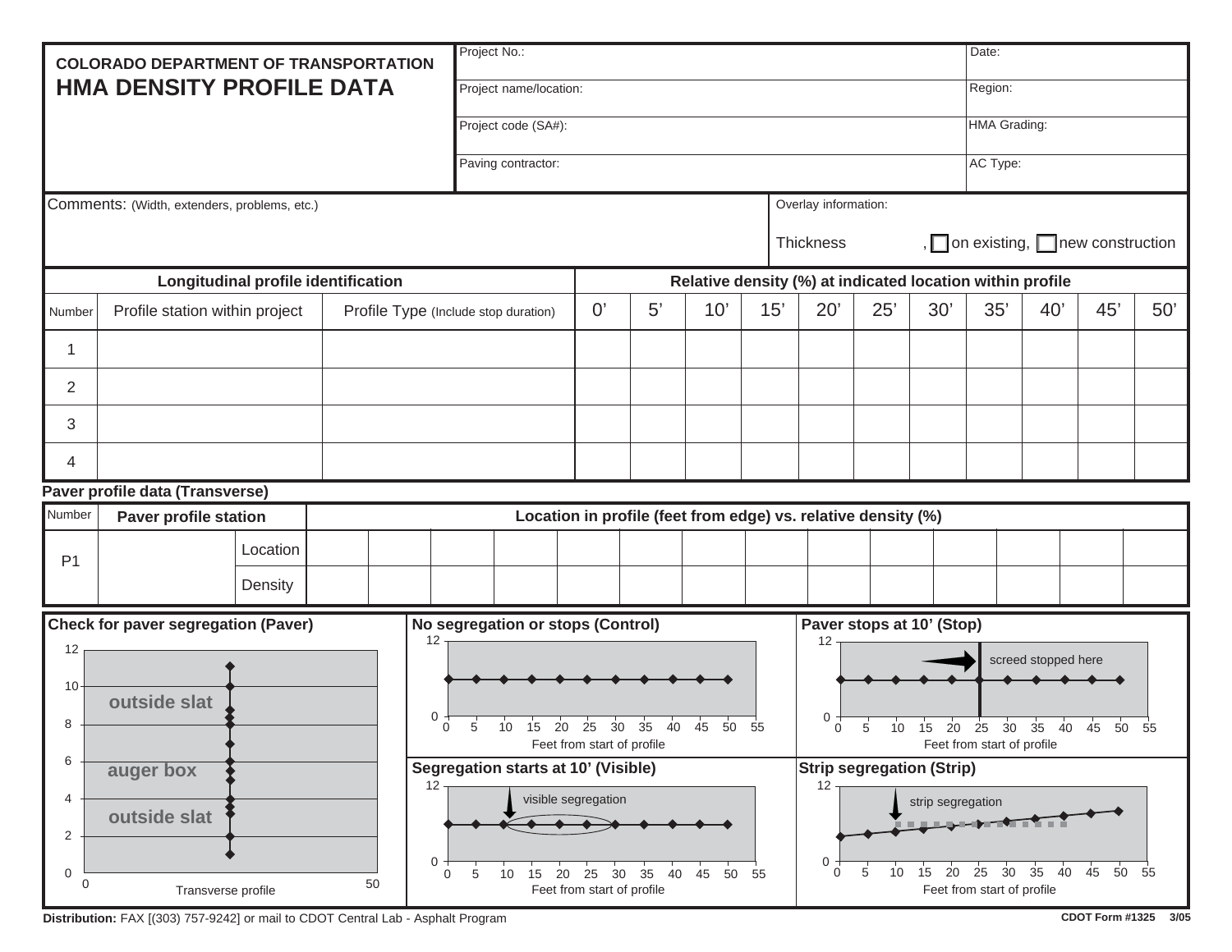**COLORADO DEPARTMENT OF TRANSPORTATION**

# HMA DENSITY PROFILE DATA

| | |
|---|---|
| Project No.: | Date: |
| Project name/location: | Region: |
| Project code (SA#): | HMA Grading: |
| Paving contractor: | AC Type: |

Comments: (Width, extenders, problems, etc.)

Overlay information:

Thickness , ☐ on existing, ☐ new construction

| Longitudinal profile identification | | | Relative density (%) at indicated location within profile | | | | | | | | | | |
|---|---|---|---|---|---|---|---|---|---|---|---|---|---|
| Number | Profile station within project | Profile Type (Include stop duration) | 0’ | 5’ | 10’ | 15’ | 20’ | 25’ | 30’ | 35’ | 40’ | 45’ | 50’ |
| 1 | | | | | | | | | | | | | |
| 2 | | | | | | | | | | | | | |
| 3 | | | | | | | | | | | | | |
| 4 | | | | | | | | | | | | | |

**Paver profile data (Transverse)**

| Number | Paver profile station | | Location in profile (feet from edge) vs. relative density (%) | | | | | | | | | | | | | |
|---|---|---|---|---|---|---|---|---|---|---|---|---|---|---|---|---|
| P1 | | Location | | | | | | | | | | | | | | |
| | | Density | | | | | | | | | | | | | | |

**Check for paver segregation (Paver)**

outside slat
auger box
outside slat

Transverse profile

**No segregation or stops (Control)**

Feet from start of profile

**Paver stops at 10’ (Stop)**

screed stopped here

Feet from start of profile

**Segregation starts at 10’ (Visible)**

visible segregation

Feet from start of profile

**Strip segregation (Strip)**

strip segregation

Feet from start of profile

**Distribution:** FAX [(303) 757-9242] or mail to CDOT Central Lab - Asphalt Program

**CDOT Form #1325 3/05**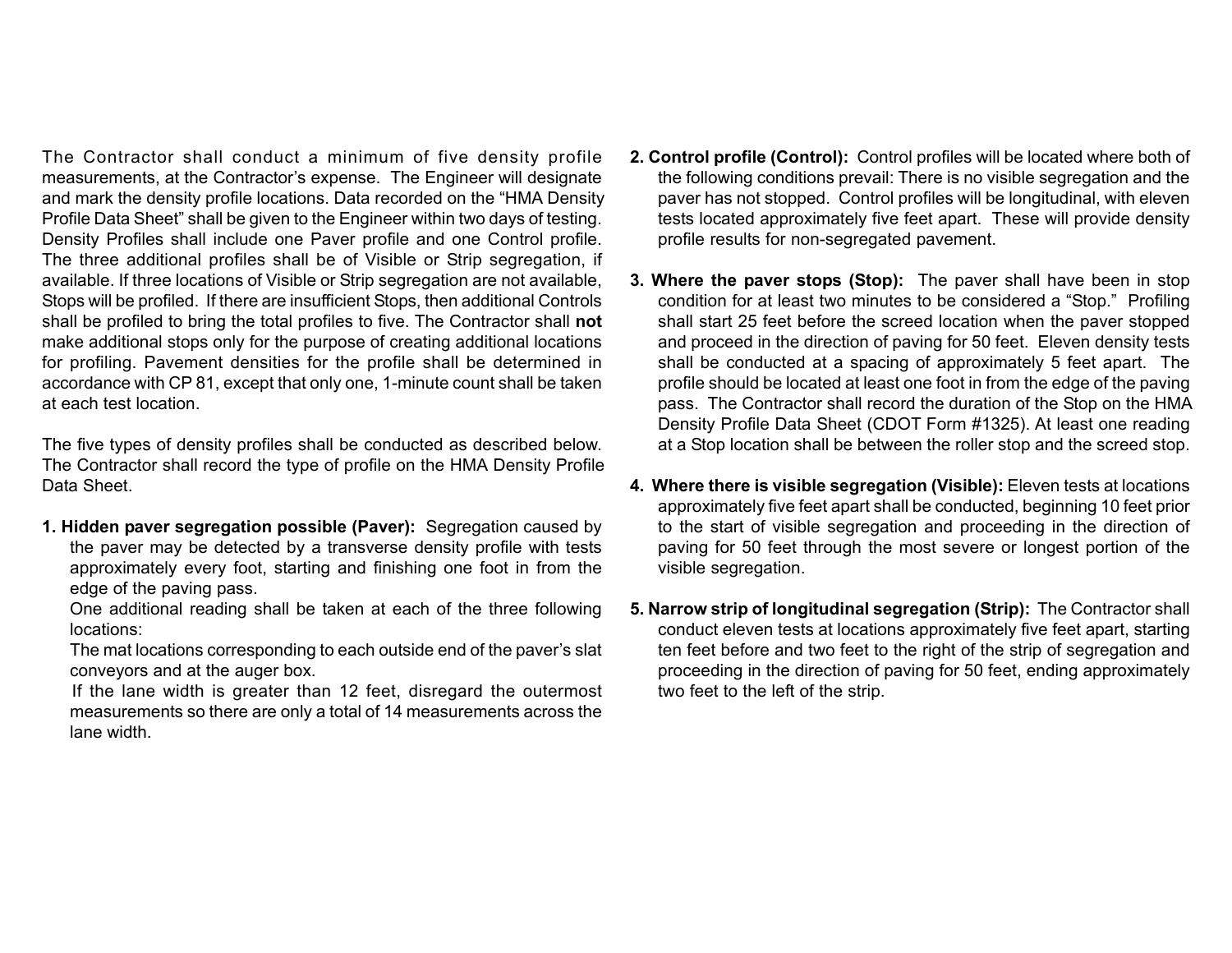The Contractor shall conduct a minimum of five density profile measurements, at the Contractor's expense. The Engineer will designate and mark the density profile locations. Data recorded on the "HMA Density Profile Data Sheet" shall be given to the Engineer within two days of testing. Density Profiles shall include one Paver profile and one Control profile. The three additional profiles shall be of Visible or Strip segregation, if available. If three locations of Visible or Strip segregation are not available, Stops will be profiled. If there are insufficient Stops, then additional Controls shall be profiled to bring the total profiles to five. The Contractor shall **not** make additional stops only for the purpose of creating additional locations for profiling. Pavement densities for the profile shall be determined in accordance with CP 81, except that only one, 1-minute count shall be taken at each test location.

The five types of density profiles shall be conducted as described below. The Contractor shall record the type of profile on the HMA Density Profile Data Sheet.

1. **Hidden paver segregation possible (Paver):** Segregation caused by the paver may be detected by a transverse density profile with tests approximately every foot, starting and finishing one foot in from the edge of the paving pass.

   One additional reading shall be taken at each of the three following locations:

   The mat locations corresponding to each outside end of the paver's slat conveyors and at the auger box.

   If the lane width is greater than 12 feet, disregard the outermost measurements so there are only a total of 14 measurements across the lane width.

2. **Control profile (Control):** Control profiles will be located where both of the following conditions prevail: There is no visible segregation and the paver has not stopped. Control profiles will be longitudinal, with eleven tests located approximately five feet apart. These will provide density profile results for non-segregated pavement.

3. **Where the paver stops (Stop):** The paver shall have been in stop condition for at least two minutes to be considered a "Stop." Profiling shall start 25 feet before the screed location when the paver stopped and proceed in the direction of paving for 50 feet. Eleven density tests shall be conducted at a spacing of approximately 5 feet apart. The profile should be located at least one foot in from the edge of the paving pass. The Contractor shall record the duration of the Stop on the HMA Density Profile Data Sheet (CDOT Form #1325). At least one reading at a Stop location shall be between the roller stop and the screed stop.

4. **Where there is visible segregation (Visible):** Eleven tests at locations approximately five feet apart shall be conducted, beginning 10 feet prior to the start of visible segregation and proceeding in the direction of paving for 50 feet through the most severe or longest portion of the visible segregation.

5. **Narrow strip of longitudinal segregation (Strip):** The Contractor shall conduct eleven tests at locations approximately five feet apart, starting ten feet before and two feet to the right of the strip of segregation and proceeding in the direction of paving for 50 feet, ending approximately two feet to the left of the strip.